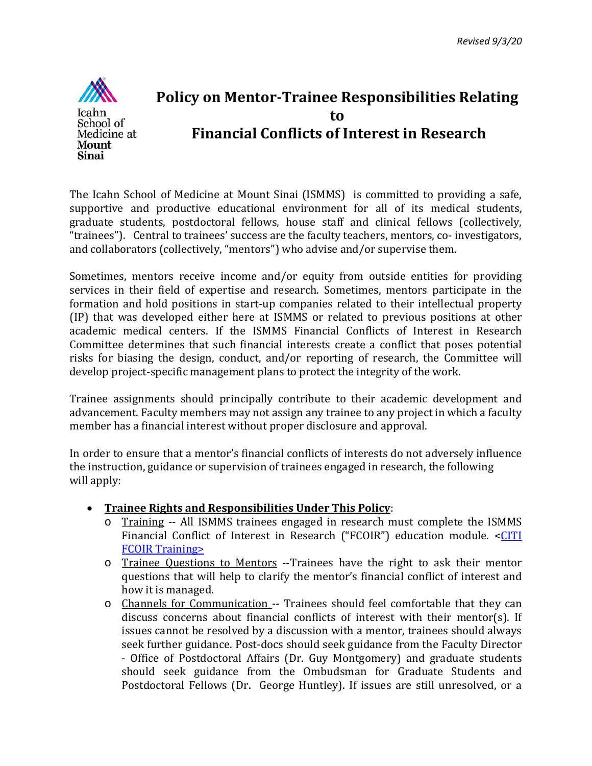*Revised 9/3/20*

# Policy on Mentor-Trainee Responsibilities Relating to Financial Conflicts of Interest in Research

The Icahn School of Medicine at Mount Sinai (ISMMS) is committed to providing a safe, supportive and productive educational environment for all of its medical students, graduate students, postdoctoral fellows, house staff and clinical fellows (collectively, "trainees"). Central to trainees' success are the faculty teachers, mentors, co- investigators, and collaborators (collectively, "mentors") who advise and/or supervise them.

Sometimes, mentors receive income and/or equity from outside entities for providing services in their field of expertise and research. Sometimes, mentors participate in the formation and hold positions in start-up companies related to their intellectual property (IP) that was developed either here at ISMMS or related to previous positions at other academic medical centers. If the ISMMS Financial Conflicts of Interest in Research Committee determines that such financial interests create a conflict that poses potential risks for biasing the design, conduct, and/or reporting of research, the Committee will develop project-specific management plans to protect the integrity of the work.

Trainee assignments should principally contribute to their academic development and advancement. Faculty members may not assign any trainee to any project in which a faculty member has a financial interest without proper disclosure and approval.

In order to ensure that a mentor's financial conflicts of interests do not adversely influence the instruction, guidance or supervision of trainees engaged in research, the following will apply:

- **Trainee Rights and Responsibilities Under This Policy**:
  - Training -- All ISMMS trainees engaged in research must complete the ISMMS Financial Conflict of Interest in Research ("FCOIR") education module. <CITI FCOIR Training>
  - Trainee Questions to Mentors --Trainees have the right to ask their mentor questions that will help to clarify the mentor's financial conflict of interest and how it is managed.
  - Channels for Communication -- Trainees should feel comfortable that they can discuss concerns about financial conflicts of interest with their mentor(s). If issues cannot be resolved by a discussion with a mentor, trainees should always seek further guidance. Post-docs should seek guidance from the Faculty Director - Office of Postdoctoral Affairs (Dr. Guy Montgomery) and graduate students should seek guidance from the Ombudsman for Graduate Students and Postdoctoral Fellows (Dr. George Huntley). If issues are still unresolved, or a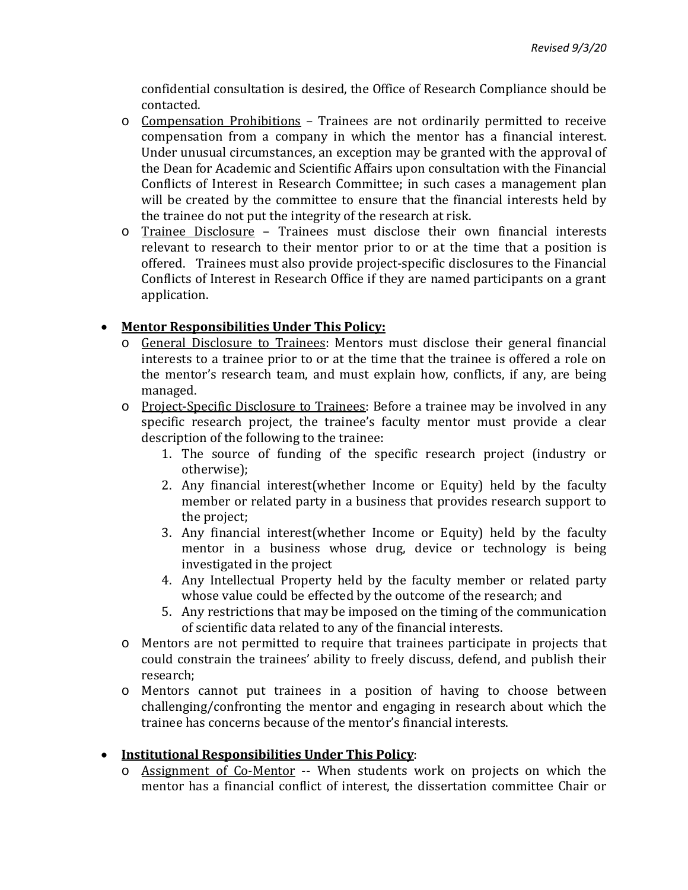confidential consultation is desired, the Office of Research Compliance should be contacted.

- Compensation Prohibitions – Trainees are not ordinarily permitted to receive compensation from a company in which the mentor has a financial interest. Under unusual circumstances, an exception may be granted with the approval of the Dean for Academic and Scientific Affairs upon consultation with the Financial Conflicts of Interest in Research Committee; in such cases a management plan will be created by the committee to ensure that the financial interests held by the trainee do not put the integrity of the research at risk.
- Trainee Disclosure – Trainees must disclose their own financial interests relevant to research to their mentor prior to or at the time that a position is offered. Trainees must also provide project-specific disclosures to the Financial Conflicts of Interest in Research Office if they are named participants on a grant application.

- **Mentor Responsibilities Under This Policy:**
  - General Disclosure to Trainees: Mentors must disclose their general financial interests to a trainee prior to or at the time that the trainee is offered a role on the mentor's research team, and must explain how, conflicts, if any, are being managed.
  - Project-Specific Disclosure to Trainees: Before a trainee may be involved in any specific research project, the trainee's faculty mentor must provide a clear description of the following to the trainee:
    1. The source of funding of the specific research project (industry or otherwise);
    2. Any financial interest(whether Income or Equity) held by the faculty member or related party in a business that provides research support to the project;
    3. Any financial interest(whether Income or Equity) held by the faculty mentor in a business whose drug, device or technology is being investigated in the project
    4. Any Intellectual Property held by the faculty member or related party whose value could be effected by the outcome of the research; and
    5. Any restrictions that may be imposed on the timing of the communication of scientific data related to any of the financial interests.
  - Mentors are not permitted to require that trainees participate in projects that could constrain the trainees' ability to freely discuss, defend, and publish their research;
  - Mentors cannot put trainees in a position of having to choose between challenging/confronting the mentor and engaging in research about which the trainee has concerns because of the mentor's financial interests.

- **Institutional Responsibilities Under This Policy**:
  - Assignment of Co-Mentor -- When students work on projects on which the mentor has a financial conflict of interest, the dissertation committee Chair or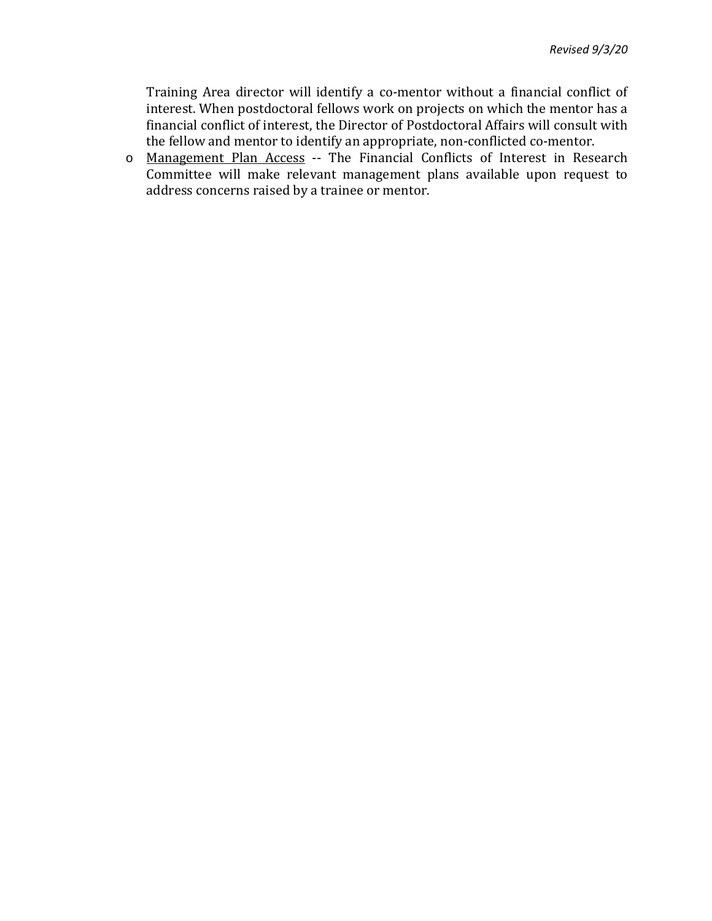Training Area director will identify a co-mentor without a financial conflict of interest. When postdoctoral fellows work on projects on which the mentor has a financial conflict of interest, the Director of Postdoctoral Affairs will consult with the fellow and mentor to identify an appropriate, non-conflicted co-mentor.

- <u>Management Plan Access</u> -- The Financial Conflicts of Interest in Research Committee will make relevant management plans available upon request to address concerns raised by a trainee or mentor.